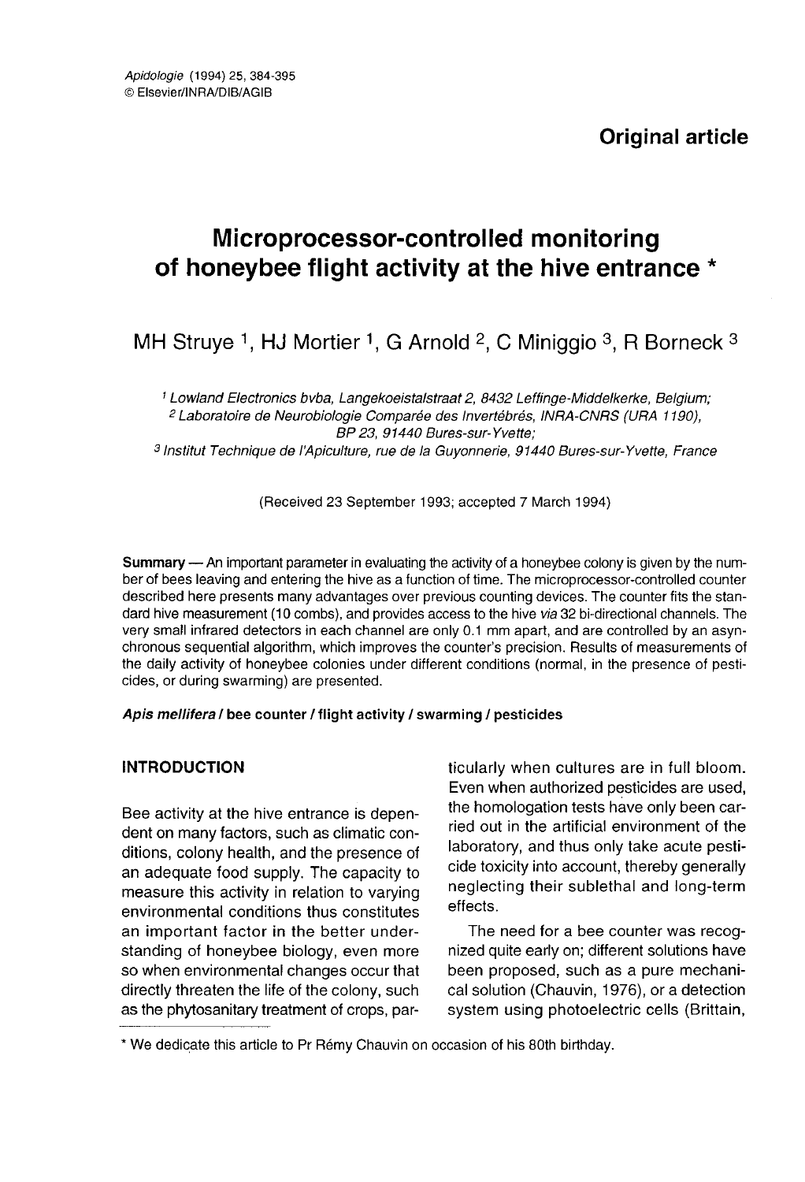**Original article**

# Microprocessor-controlled monitoring of honeybee flight activity at the hive entrance *

MH Struye [1], HJ Mortier [1], G Arnold [2], C Miniggio [3], R Borneck [3]

[1] *Lowland Electronics bvba, Langekoeistalstraat 2, 8432 Leffinge-Middelkerke, Belgium;*
[2] *Laboratoire de Neurobiologie Comparée des Invertébrés, INRA-CNRS (URA 1190), BP 23, 91440 Bures-sur-Yvette;*
[3] *Institut Technique de l'Apiculture, rue de la Guyonnerie, 91440 Bures-sur-Yvette, France*

(Received 23 September 1993; accepted 7 March 1994)

**Summary** — An important parameter in evaluating the activity of a honeybee colony is given by the number of bees leaving and entering the hive as a function of time. The microprocessor-controlled counter described here presents many advantages over previous counting devices. The counter fits the standard hive measurement (10 combs), and provides access to the hive *via* 32 bi-directional channels. The very small infrared detectors in each channel are only 0.1 mm apart, and are controlled by an asynchronous sequential algorithm, which improves the counter's precision. Results of measurements of the daily activity of honeybee colonies under different conditions (normal, in the presence of pesticides, or during swarming) are presented.

***Apis mellifera*** **/ bee counter / flight activity / swarming / pesticides**

## INTRODUCTION

Bee activity at the hive entrance is dependent on many factors, such as climatic conditions, colony health, and the presence of an adequate food supply. The capacity to measure this activity in relation to varying environmental conditions thus constitutes an important factor in the better understanding of honeybee biology, even more so when environmental changes occur that directly threaten the life of the colony, such as the phytosanitary treatment of crops, particularly when cultures are in full bloom. Even when authorized pesticides are used, the homologation tests have only been carried out in the artificial environment of the laboratory, and thus only take acute pesticide toxicity into account, thereby generally neglecting their sublethal and long-term effects.

The need for a bee counter was recognized quite early on; different solutions have been proposed, such as a pure mechanical solution (Chauvin, 1976), or a detection system using photoelectric cells (Brittain,

* We dedicate this article to Pr Rémy Chauvin on occasion of his 80th birthday.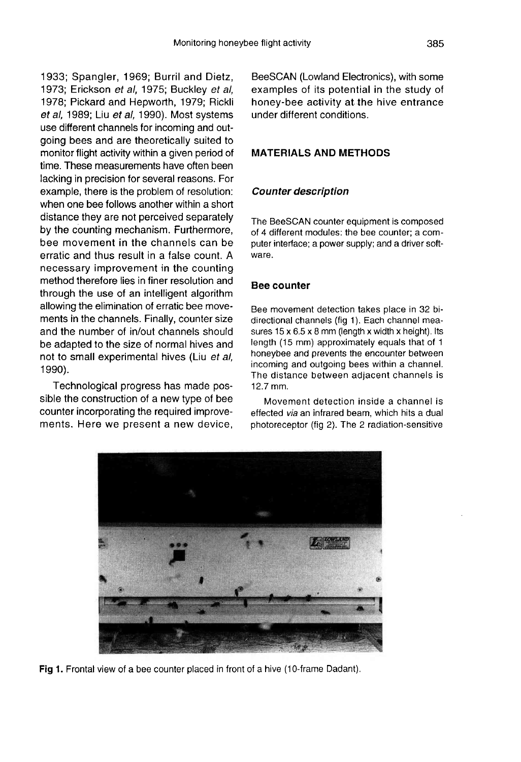1933; Spangler, 1969; Burril and Dietz, 1973; Erickson *et al*, 1975; Buckley *et al*, 1978; Pickard and Hepworth, 1979; Rickli *et al*, 1989; Liu *et al*, 1990). Most systems use different channels for incoming and outgoing bees and are theoretically suited to monitor flight activity within a given period of time. These measurements have often been lacking in precision for several reasons. For example, there is the problem of resolution: when one bee follows another within a short distance they are not perceived separately by the counting mechanism. Furthermore, bee movement in the channels can be erratic and thus result in a false count. A necessary improvement in the counting method therefore lies in finer resolution and through the use of an intelligent algorithm allowing the elimination of erratic bee movements in the channels. Finally, counter size and the number of in/out channels should be adapted to the size of normal hives and not to small experimental hives (Liu *et al*, 1990).

Technological progress has made possible the construction of a new type of bee counter incorporating the required improvements. Here we present a new device, BeeSCAN (Lowland Electronics), with some examples of its potential in the study of honey-bee activity at the hive entrance under different conditions.

## MATERIALS AND METHODS

### *Counter description*

The BeeSCAN counter equipment is composed of 4 different modules: the bee counter; a computer interface; a power supply; and a driver software.

### Bee counter

Bee movement detection takes place in 32 bi-directional channels (fig 1). Each channel measures 15 x 6.5 x 8 mm (length x width x height). Its length (15 mm) approximately equals that of 1 honeybee and prevents the encounter between incoming and outgoing bees within a channel. The distance between adjacent channels is 12.7 mm.

Movement detection inside a channel is effected *via* an infrared beam, which hits a dual photoreceptor (fig 2). The 2 radiation-sensitive

**Fig 1.** Frontal view of a bee counter placed in front of a hive (10-frame Dadant).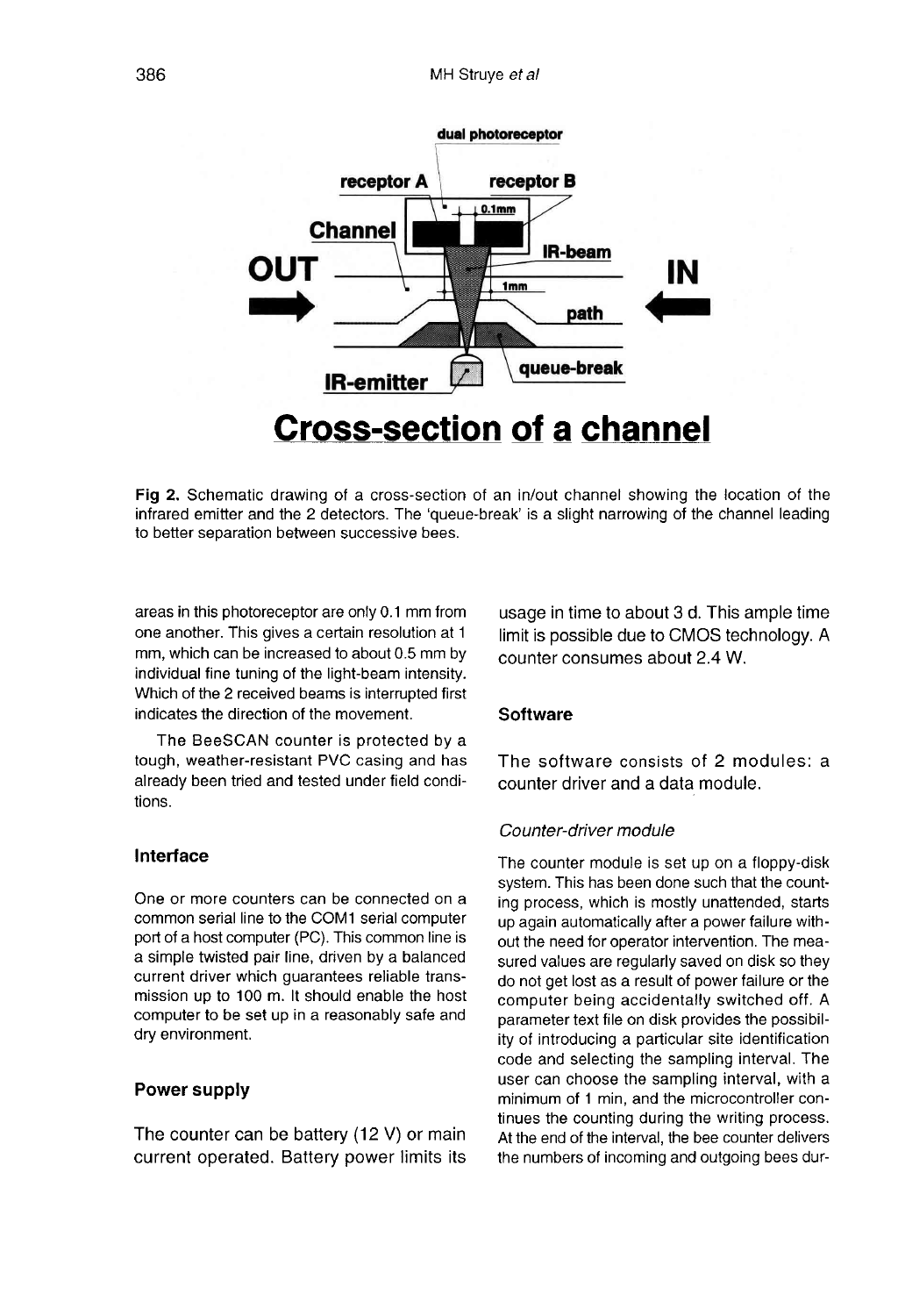Fig 2. Schematic drawing of a cross-section of an in/out channel showing the location of the infrared emitter and the 2 detectors. The 'queue-break' is a slight narrowing of the channel leading to better separation between successive bees.

areas in this photoreceptor are only 0.1 mm from one another. This gives a certain resolution at 1 mm, which can be increased to about 0.5 mm by individual fine tuning of the light-beam intensity. Which of the 2 received beams is interrupted first indicates the direction of the movement.

The BeeSCAN counter is protected by a tough, weather-resistant PVC casing and has already been tried and tested under field conditions.

### Interface

One or more counters can be connected on a common serial line to the COM1 serial computer port of a host computer (PC). This common line is a simple twisted pair line, driven by a balanced current driver which guarantees reliable transmission up to 100 m. It should enable the host computer to be set up in a reasonably safe and dry environment.

### Power supply

The counter can be battery (12 V) or main current operated. Battery power limits its usage in time to about 3 d. This ample time limit is possible due to CMOS technology. A counter consumes about 2.4 W.

### Software

The software consists of 2 modules: a counter driver and a data module.

#### *Counter-driver module*

The counter module is set up on a floppy-disk system. This has been done such that the counting process, which is mostly unattended, starts up again automatically after a power failure without the need for operator intervention. The measured values are regularly saved on disk so they do not get lost as a result of power failure or the computer being accidentally switched off. A parameter text file on disk provides the possibility of introducing a particular site identification code and selecting the sampling interval. The user can choose the sampling interval, with a minimum of 1 min, and the microcontroller continues the counting during the writing process. At the end of the interval, the bee counter delivers the numbers of incoming and outgoing bees dur-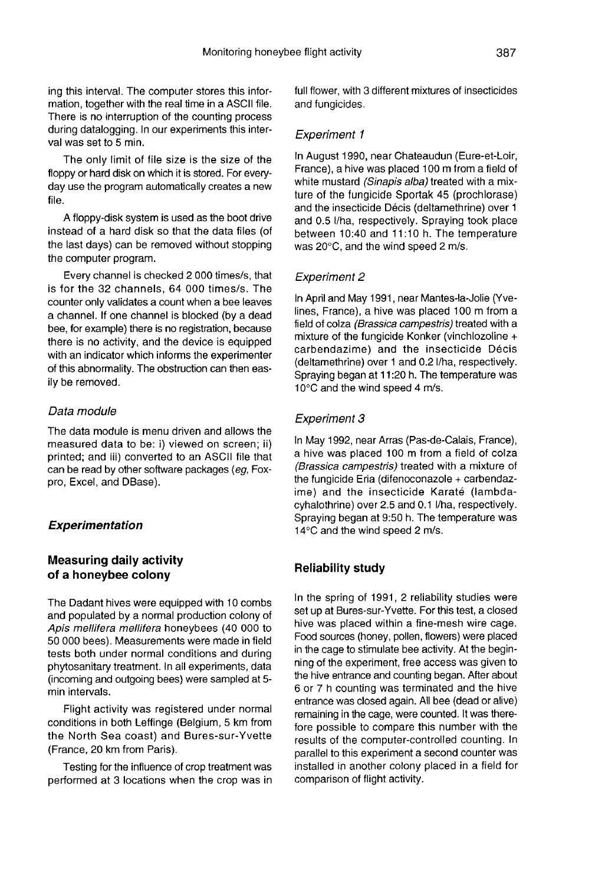ing this interval. The computer stores this information, together with the real time in a ASCII file. There is no interruption of the counting process during datalogging. In our experiments this interval was set to 5 min.

The only limit of file size is the size of the floppy or hard disk on which it is stored. For everyday use the program automatically creates a new file.

A floppy-disk system is used as the boot drive instead of a hard disk so that the data files (of the last days) can be removed without stopping the computer program.

Every channel is checked 2 000 times/s, that is for the 32 channels, 64 000 times/s. The counter only validates a count when a bee leaves a channel. If one channel is blocked (by a dead bee, for example) there is no registration, because there is no activity, and the device is equipped with an indicator which informs the experimenter of this abnormality. The obstruction can then easily be removed.

### *Data module*

The data module is menu driven and allows the measured data to be: i) viewed on screen; ii) printed; and iii) converted to an ASCII file that can be read by other software packages (*eg*, Foxpro, Excel, and DBase).

## *Experimentation*

### Measuring daily activity of a honeybee colony

The Dadant hives were equipped with 10 combs and populated by a normal production colony of *Apis mellifera mellifera* honeybees (40 000 to 50 000 bees). Measurements were made in field tests both under normal conditions and during phytosanitary treatment. In all experiments, data (incoming and outgoing bees) were sampled at 5-min intervals.

Flight activity was registered under normal conditions in both Leffinge (Belgium, 5 km from the North Sea coast) and Bures-sur-Yvette (France, 20 km from Paris).

Testing for the influence of crop treatment was performed at 3 locations when the crop was in full flower, with 3 different mixtures of insecticides and fungicides.

#### *Experiment 1*

In August 1990, near Chateaudun (Eure-et-Loir, France), a hive was placed 100 m from a field of white mustard *(Sinapis alba)* treated with a mixture of the fungicide Sportak 45 (prochlorase) and the insecticide Décis (deltamethrine) over 1 and 0.5 l/ha, respectively. Spraying took place between 10:40 and 11:10 h. The temperature was 20°C, and the wind speed 2 m/s.

#### *Experiment 2*

In April and May 1991, near Mantes-la-Jolie (Yvelines, France), a hive was placed 100 m from a field of colza *(Brassica campestris)* treated with a mixture of the fungicide Konker (vinchlozoline + carbendazime) and the insecticide Décis (deltamethrine) over 1 and 0.2 l/ha, respectively. Spraying began at 11:20 h. The temperature was 10°C and the wind speed 4 m/s.

#### *Experiment 3*

In May 1992, near Arras (Pas-de-Calais, France), a hive was placed 100 m from a field of colza *(Brassica campestris)* treated with a mixture of the fungicide Eria (difenoconazole + carbendazime) and the insecticide Karaté (lambda-cyhalothrine) over 2.5 and 0.1 l/ha, respectively. Spraying began at 9:50 h. The temperature was 14°C and the wind speed 2 m/s.

### Reliability study

In the spring of 1991, 2 reliability studies were set up at Bures-sur-Yvette. For this test, a closed hive was placed within a fine-mesh wire cage. Food sources (honey, pollen, flowers) were placed in the cage to stimulate bee activity. At the beginning of the experiment, free access was given to the hive entrance and counting began. After about 6 or 7 h counting was terminated and the hive entrance was closed again. All bee (dead or alive) remaining in the cage, were counted. It was therefore possible to compare this number with the results of the computer-controlled counting. In parallel to this experiment a second counter was installed in another colony placed in a field for comparison of flight activity.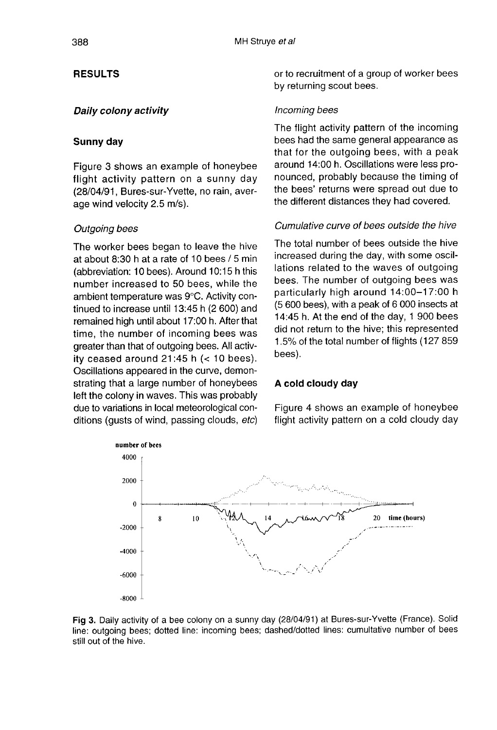## RESULTS

### *Daily colony activity*

### Sunny day

Figure 3 shows an example of honeybee flight activity pattern on a sunny day (28/04/91, Bures-sur-Yvette, no rain, average wind velocity 2.5 m/s).

#### *Outgoing bees*

The worker bees began to leave the hive at about 8:30 h at a rate of 10 bees / 5 min (abbreviation: 10 bees). Around 10:15 h this number increased to 50 bees, while the ambient temperature was 9°C. Activity continued to increase until 13:45 h (2 600) and remained high until about 17:00 h. After that time, the number of incoming bees was greater than that of outgoing bees. All activity ceased around 21:45 h (< 10 bees). Oscillations appeared in the curve, demonstrating that a large number of honeybees left the colony in waves. This was probably due to variations in local meteorological conditions (gusts of wind, passing clouds, *etc*) or to recruitment of a group of worker bees by returning scout bees.

#### *Incoming bees*

The flight activity pattern of the incoming bees had the same general appearance as that for the outgoing bees, with a peak around 14:00 h. Oscillations were less pronounced, probably because the timing of the bees' returns were spread out due to the different distances they had covered.

#### *Cumulative curve of bees outside the hive*

The total number of bees outside the hive increased during the day, with some oscillations related to the waves of outgoing bees. The number of outgoing bees was particularly high around 14:00–17:00 h (5 600 bees), with a peak of 6 000 insects at 14:45 h. At the end of the day, 1 900 bees did not return to the hive; this represented 1.5% of the total number of flights (127 859 bees).

### A cold cloudy day

Figure 4 shows an example of honeybee flight activity pattern on a cold cloudy day

**Fig 3.** Daily activity of a bee colony on a sunny day (28/04/91) at Bures-sur-Yvette (France). Solid line: outgoing bees; dotted line: incoming bees; dashed/dotted lines: cumultative number of bees still out of the hive.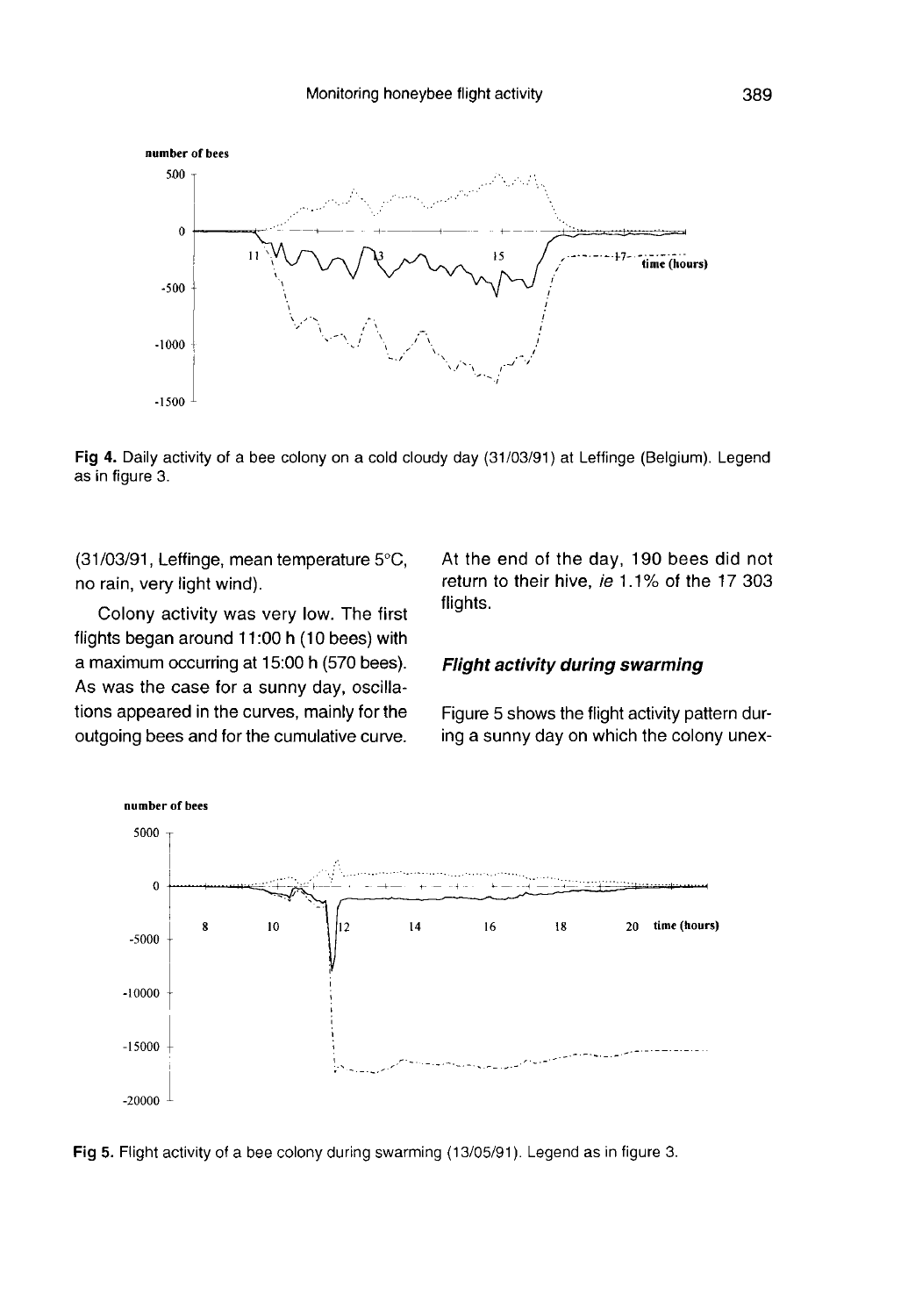Fig 4. Daily activity of a bee colony on a cold cloudy day (31/03/91) at Leffinge (Belgium). Legend as in figure 3.

(31/03/91, Leffinge, mean temperature 5°C, no rain, very light wind).

Colony activity was very low. The first flights began around 11:00 h (10 bees) with a maximum occurring at 15:00 h (570 bees). As was the case for a sunny day, oscillations appeared in the curves, mainly for the outgoing bees and for the cumulative curve. At the end of the day, 190 bees did not return to their hive, *ie* 1.1% of the 17 303 flights.

### *Flight activity during swarming*

Figure 5 shows the flight activity pattern during a sunny day on which the colony unex-

Fig 5. Flight activity of a bee colony during swarming (13/05/91). Legend as in figure 3.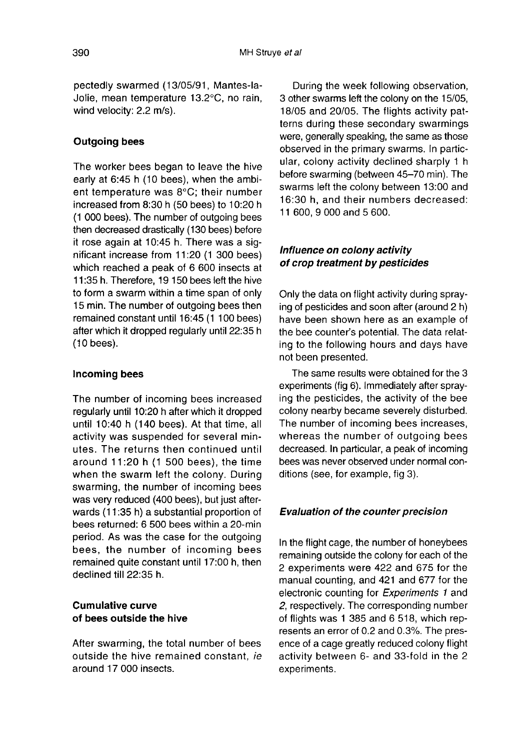pectedly swarmed (13/05/91, Mantes-la-Jolie, mean temperature 13.2°C, no rain, wind velocity: 2.2 m/s).

### Outgoing bees

The worker bees began to leave the hive early at 6:45 h (10 bees), when the ambient temperature was 8°C; their number increased from 8:30 h (50 bees) to 10:20 h (1 000 bees). The number of outgoing bees then decreased drastically (130 bees) before it rose again at 10:45 h. There was a significant increase from 11:20 (1 300 bees) which reached a peak of 6 600 insects at 11:35 h. Therefore, 19 150 bees left the hive to form a swarm within a time span of only 15 min. The number of outgoing bees then remained constant until 16:45 (1 100 bees) after which it dropped regularly until 22:35 h (10 bees).

### Incoming bees

The number of incoming bees increased regularly until 10:20 h after which it dropped until 10:40 h (140 bees). At that time, all activity was suspended for several minutes. The returns then continued until around 11:20 h (1 500 bees), the time when the swarm left the colony. During swarming, the number of incoming bees was very reduced (400 bees), but just afterwards (11:35 h) a substantial proportion of bees returned: 6 500 bees within a 20-min period. As was the case for the outgoing bees, the number of incoming bees remained quite constant until 17:00 h, then declined till 22:35 h.

### Cumulative curve of bees outside the hive

After swarming, the total number of bees outside the hive remained constant, *ie* around 17 000 insects.

During the week following observation, 3 other swarms left the colony on the 15/05, 18/05 and 20/05. The flights activity patterns during these secondary swarmings were, generally speaking, the same as those observed in the primary swarms. In particular, colony activity declined sharply 1 h before swarming (between 45–70 min). The swarms left the colony between 13:00 and 16:30 h, and their numbers decreased: 11 600, 9 000 and 5 600.

## *Influence on colony activity of crop treatment by pesticides*

Only the data on flight activity during spraying of pesticides and soon after (around 2 h) have been shown here as an example of the bee counter's potential. The data relating to the following hours and days have not been presented.

The same results were obtained for the 3 experiments (fig 6). Immediately after spraying the pesticides, the activity of the bee colony nearby became severely disturbed. The number of incoming bees increases, whereas the number of outgoing bees decreased. In particular, a peak of incoming bees was never observed under normal conditions (see, for example, fig 3).

## *Evaluation of the counter precision*

In the flight cage, the number of honeybees remaining outside the colony for each of the 2 experiments were 422 and 675 for the manual counting, and 421 and 677 for the electronic counting for *Experiments 1* and *2*, respectively. The corresponding number of flights was 1 385 and 6 518, which represents an error of 0.2 and 0.3%. The presence of a cage greatly reduced colony flight activity between 6- and 33-fold in the 2 experiments.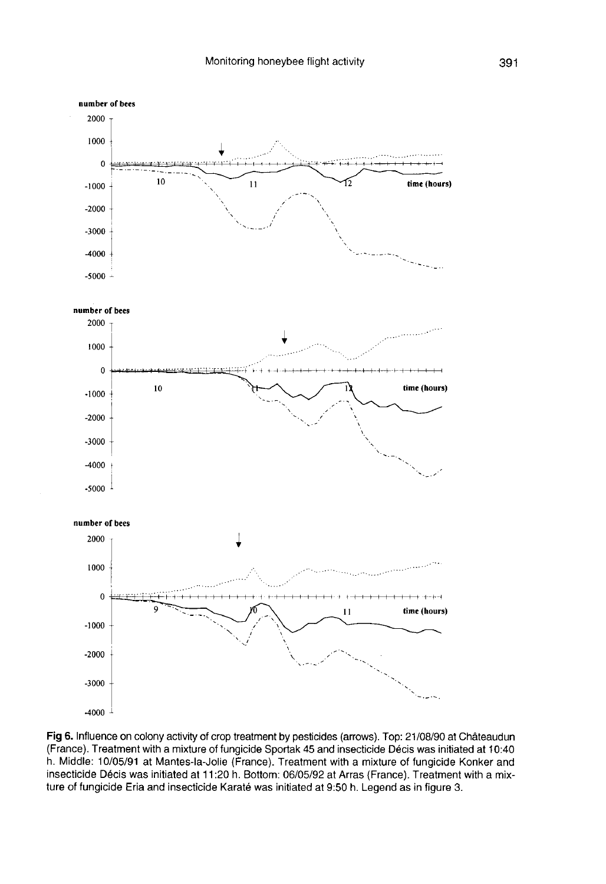Fig 6. Influence on colony activity of crop treatment by pesticides (arrows). Top: 21/08/90 at Châteaudun (France). Treatment with a mixture of fungicide Sportak 45 and insecticide Décis was initiated at 10:40 h. Middle: 10/05/91 at Mantes-la-Jolie (France). Treatment with a mixture of fungicide Konker and insecticide Décis was initiated at 11:20 h. Bottom: 06/05/92 at Arras (France). Treatment with a mixture of fungicide Eria and insecticide Karaté was initiated at 9:50 h. Legend as in figure 3.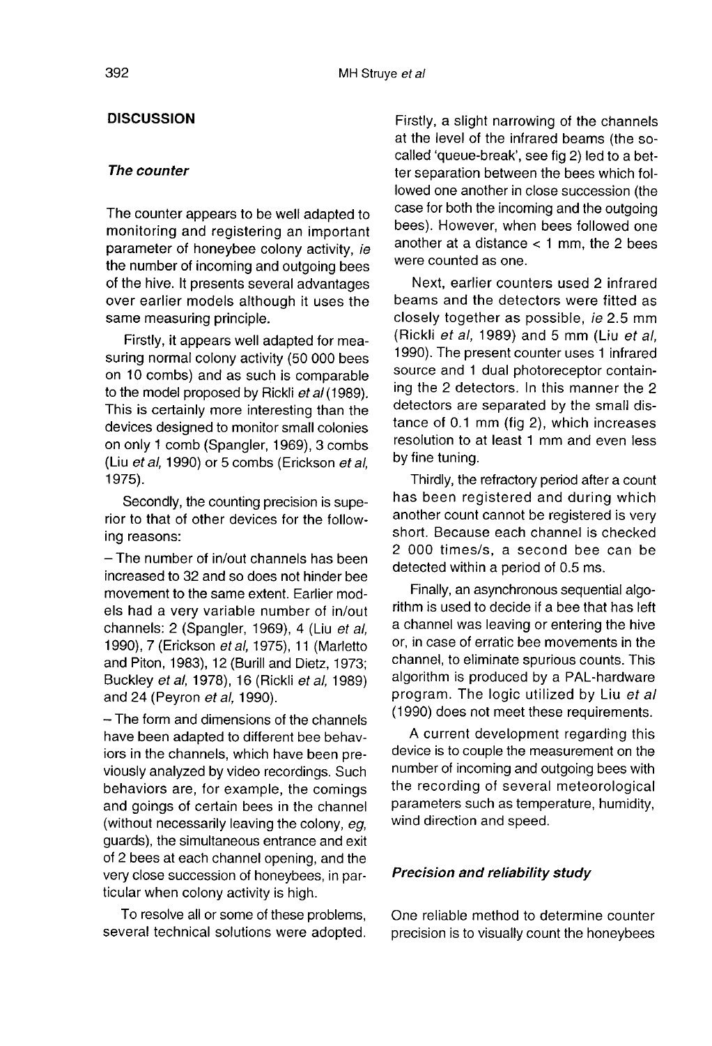## DISCUSSION

### *The counter*

The counter appears to be well adapted to monitoring and registering an important parameter of honeybee colony activity, *ie* the number of incoming and outgoing bees of the hive. It presents several advantages over earlier models although it uses the same measuring principle.

Firstly, it appears well adapted for measuring normal colony activity (50 000 bees on 10 combs) and as such is comparable to the model proposed by Rickli *et al* (1989). This is certainly more interesting than the devices designed to monitor small colonies on only 1 comb (Spangler, 1969), 3 combs (Liu *et al*, 1990) or 5 combs (Erickson *et al*, 1975).

Secondly, the counting precision is superior to that of other devices for the following reasons:

– The number of in/out channels has been increased to 32 and so does not hinder bee movement to the same extent. Earlier models had a very variable number of in/out channels: 2 (Spangler, 1969), 4 (Liu *et al*, 1990), 7 (Erickson *et al*, 1975), 11 (Marletto and Piton, 1983), 12 (Burill and Dietz, 1973; Buckley *et al*, 1978), 16 (Rickli *et al*, 1989) and 24 (Peyron *et al*, 1990).

– The form and dimensions of the channels have been adapted to different bee behaviors in the channels, which have been previously analyzed by video recordings. Such behaviors are, for example, the comings and goings of certain bees in the channel (without necessarily leaving the colony, *eg*, guards), the simultaneous entrance and exit of 2 bees at each channel opening, and the very close succession of honeybees, in particular when colony activity is high.

To resolve all or some of these problems, several technical solutions were adopted. Firstly, a slight narrowing of the channels at the level of the infrared beams (the so-called 'queue-break', see fig 2) led to a better separation between the bees which followed one another in close succession (the case for both the incoming and the outgoing bees). However, when bees followed one another at a distance < 1 mm, the 2 bees were counted as one.

Next, earlier counters used 2 infrared beams and the detectors were fitted as closely together as possible, *ie* 2.5 mm (Rickli *et al*, 1989) and 5 mm (Liu *et al*, 1990). The present counter uses 1 infrared source and 1 dual photoreceptor containing the 2 detectors. In this manner the 2 detectors are separated by the small distance of 0.1 mm (fig 2), which increases resolution to at least 1 mm and even less by fine tuning.

Thirdly, the refractory period after a count has been registered and during which another count cannot be registered is very short. Because each channel is checked 2 000 times/s, a second bee can be detected within a period of 0.5 ms.

Finally, an asynchronous sequential algorithm is used to decide if a bee that has left a channel was leaving or entering the hive or, in case of erratic bee movements in the channel, to eliminate spurious counts. This algorithm is produced by a PAL-hardware program. The logic utilized by Liu *et al* (1990) does not meet these requirements.

A current development regarding this device is to couple the measurement on the number of incoming and outgoing bees with the recording of several meteorological parameters such as temperature, humidity, wind direction and speed.

### *Precision and reliability study*

One reliable method to determine counter precision is to visually count the honeybees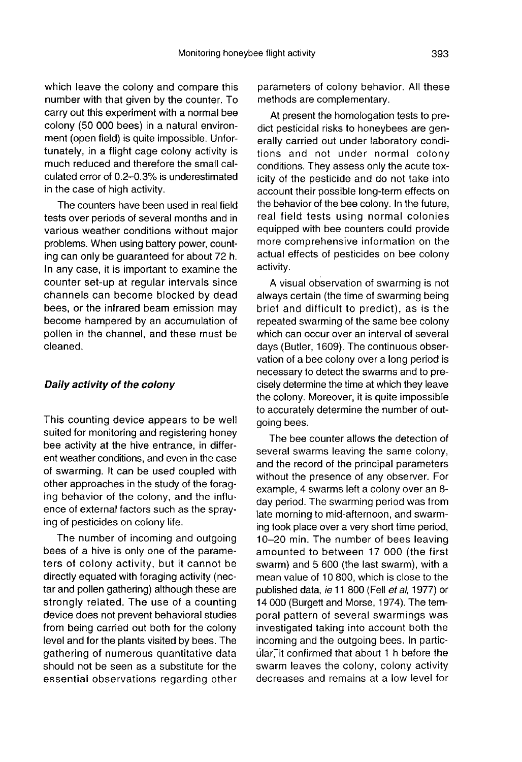which leave the colony and compare this number with that given by the counter. To carry out this experiment with a normal bee colony (50 000 bees) in a natural environment (open field) is quite impossible. Unfortunately, in a flight cage colony activity is much reduced and therefore the small calculated error of 0.2–0.3% is underestimated in the case of high activity.

The counters have been used in real field tests over periods of several months and in various weather conditions without major problems. When using battery power, counting can only be guaranteed for about 72 h. In any case, it is important to examine the counter set-up at regular intervals since channels can become blocked by dead bees, or the infrared beam emission may become hampered by an accumulation of pollen in the channel, and these must be cleaned.

### *Daily activity of the colony*

This counting device appears to be well suited for monitoring and registering honey bee activity at the hive entrance, in different weather conditions, and even in the case of swarming. It can be used coupled with other approaches in the study of the foraging behavior of the colony, and the influence of external factors such as the spraying of pesticides on colony life.

The number of incoming and outgoing bees of a hive is only one of the parameters of colony activity, but it cannot be directly equated with foraging activity (nectar and pollen gathering) although these are strongly related. The use of a counting device does not prevent behavioral studies from being carried out both for the colony level and for the plants visited by bees. The gathering of numerous quantitative data should not be seen as a substitute for the essential observations regarding other parameters of colony behavior. All these methods are complementary.

At present the homologation tests to predict pesticidal risks to honeybees are generally carried out under laboratory conditions and not under normal colony conditions. They assess only the acute toxicity of the pesticide and do not take into account their possible long-term effects on the behavior of the bee colony. In the future, real field tests using normal colonies equipped with bee counters could provide more comprehensive information on the actual effects of pesticides on bee colony activity.

A visual observation of swarming is not always certain (the time of swarming being brief and difficult to predict), as is the repeated swarming of the same bee colony which can occur over an interval of several days (Butler, 1609). The continuous observation of a bee colony over a long period is necessary to detect the swarms and to precisely determine the time at which they leave the colony. Moreover, it is quite impossible to accurately determine the number of outgoing bees.

The bee counter allows the detection of several swarms leaving the same colony, and the record of the principal parameters without the presence of any observer. For example, 4 swarms left a colony over an 8-day period. The swarming period was from late morning to mid-afternoon, and swarming took place over a very short time period, 10–20 min. The number of bees leaving amounted to between 17 000 (the first swarm) and 5 600 (the last swarm), with a mean value of 10 800, which is close to the published data, *ie* 11 800 (Fell *et al*, 1977) or 14 000 (Burgett and Morse, 1974). The temporal pattern of several swarmings was investigated taking into account both the incoming and the outgoing bees. In particular, it confirmed that about 1 h before the swarm leaves the colony, colony activity decreases and remains at a low level for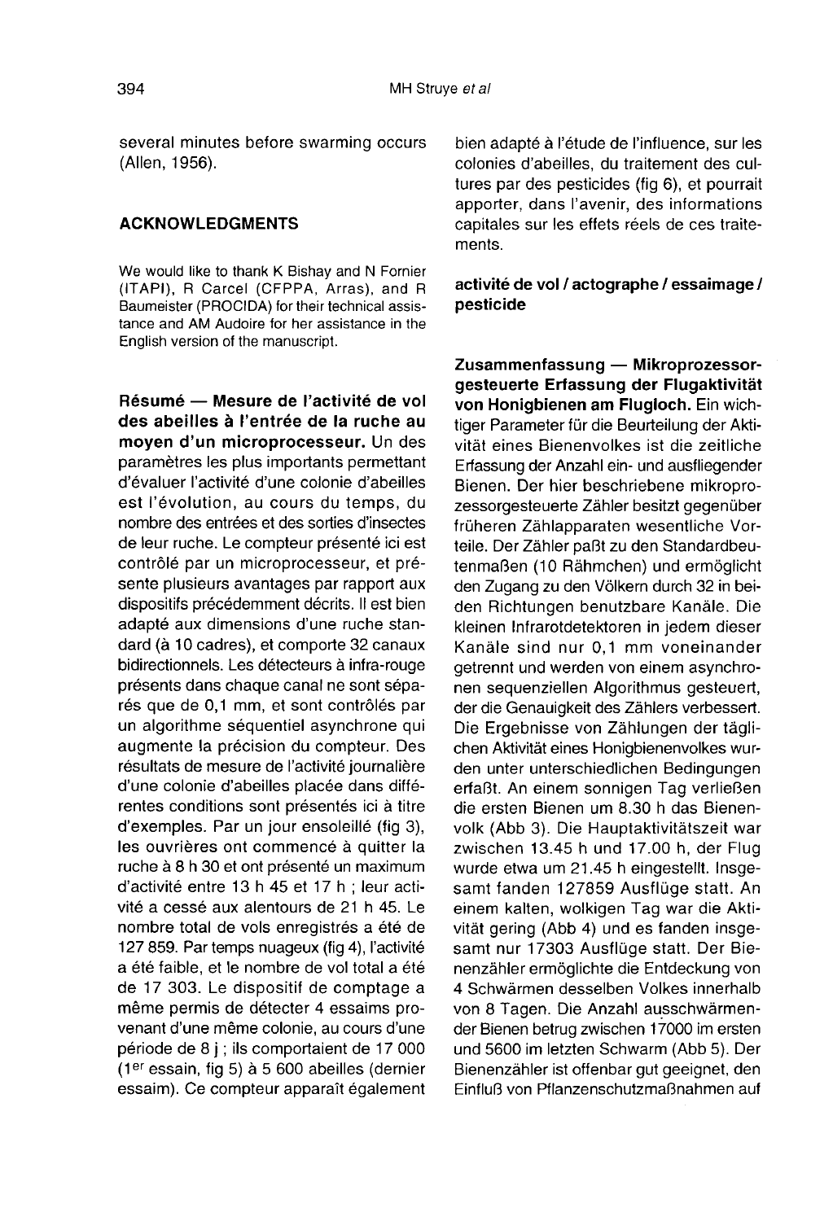several minutes before swarming occurs (Allen, 1956).

## ACKNOWLEDGMENTS

We would like to thank K Bishay and N Fornier (ITAPI), R Carcel (CFPPA, Arras), and R Baumeister (PROCIDA) for their technical assistance and AM Audoire for her assistance in the English version of the manuscript.

**Résumé — Mesure de l'activité de vol des abeilles à l'entrée de la ruche au moyen d'un microprocesseur.** Un des paramètres les plus importants permettant d'évaluer l'activité d'une colonie d'abeilles est l'évolution, au cours du temps, du nombre des entrées et des sorties d'insectes de leur ruche. Le compteur présenté ici est contrôlé par un microprocesseur, et présente plusieurs avantages par rapport aux dispositifs précédemment décrits. Il est bien adapté aux dimensions d'une ruche standard (à 10 cadres), et comporte 32 canaux bidirectionnels. Les détecteurs à infra-rouge présents dans chaque canal ne sont séparés que de 0,1 mm, et sont contrôlés par un algorithme séquentiel asynchrone qui augmente la précision du compteur. Des résultats de mesure de l'activité journalière d'une colonie d'abeilles placée dans différentes conditions sont présentés ici à titre d'exemples. Par un jour ensoleillé (fig 3), les ouvrières ont commencé à quitter la ruche à 8 h 30 et ont présenté un maximum d'activité entre 13 h 45 et 17 h ; leur activité a cessé aux alentours de 21 h 45. Le nombre total de vols enregistrés a été de 127 859. Par temps nuageux (fig 4), l'activité a été faible, et le nombre de vol total a été de 17 303. Le dispositif de comptage a même permis de détecter 4 essaims provenant d'une même colonie, au cours d'une période de 8 j ; ils comportaient de 17 000 (1er essain, fig 5) à 5 600 abeilles (dernier essaim). Ce compteur apparaît également bien adapté à l'étude de l'influence, sur les colonies d'abeilles, du traitement des cultures par des pesticides (fig 6), et pourrait apporter, dans l'avenir, des informations capitales sur les effets réels de ces traitements.

**activité de vol / actographe / essaimage / pesticide**

**Zusammenfassung — Mikroprozessorgesteuerte Erfassung der Flugaktivität von Honigbienen am Flugloch.** Ein wichtiger Parameter für die Beurteilung der Aktivität eines Bienenvolkes ist die zeitliche Erfassung der Anzahl ein- und ausfliegender Bienen. Der hier beschriebene mikroprozessorgesteuerte Zähler besitzt gegenüber früheren Zählapparaten wesentliche Vorteile. Der Zähler paßt zu den Standardbeutenmaßen (10 Rähmchen) und ermöglicht den Zugang zu den Völkern durch 32 in beiden Richtungen benutzbare Kanäle. Die kleinen Infrarotdetektoren in jedem dieser Kanäle sind nur 0,1 mm voneinander getrennt und werden von einem asynchronen sequenziellen Algorithmus gesteuert, der die Genauigkeit des Zählers verbessert. Die Ergebnisse von Zählungen der täglichen Aktivität eines Honigbienenvolkes wurden unter unterschiedlichen Bedingungen erfaßt. An einem sonnigen Tag verließen die ersten Bienen um 8.30 h das Bienenvolk (Abb 3). Die Hauptaktivitätszeit war zwischen 13.45 h und 17.00 h, der Flug wurde etwa um 21.45 h eingestellt. Insgesamt fanden 127859 Ausflüge statt. An einem kalten, wolkigen Tag war die Aktivität gering (Abb 4) und es fanden insgesamt nur 17303 Ausflüge statt. Der Bienenzähler ermöglichte die Entdeckung von 4 Schwärmen desselben Volkes innerhalb von 8 Tagen. Die Anzahl ausschwärmender Bienen betrug zwischen 17000 im ersten und 5600 im letzten Schwarm (Abb 5). Der Bienenzähler ist offenbar gut geeignet, den Einfluß von Pflanzenschutzmaßnahmen auf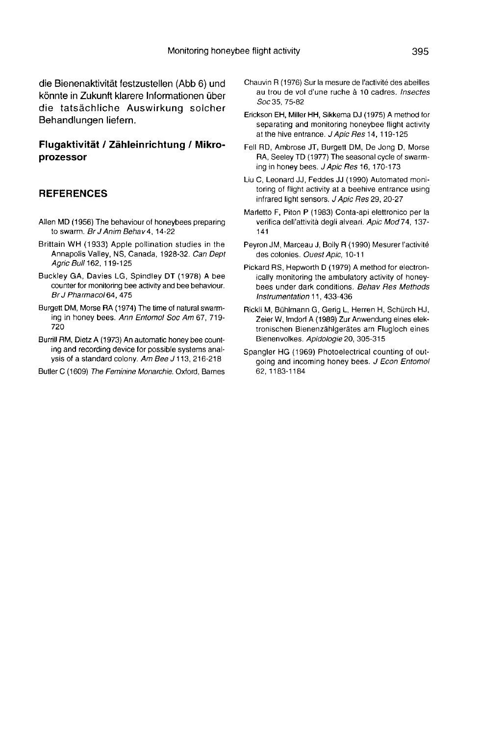die Bienenaktivität festzustellen (Abb 6) und könnte in Zukunft klarere Informationen über die tatsächliche Auswirkung solcher Behandlungen liefern.

**Flugaktivität / Zähleinrichtung / Mikroprozessor**

## REFERENCES

Allen MD (1956) The behaviour of honeybees preparing to swarm. *Br J Anim Behav* 4, 14-22

Brittain WH (1933) Apple pollination studies in the Annapolis Valley, NS, Canada, 1928-32. *Can Dept Agric Bull* 162, 119-125

Buckley GA, Davies LG, Spindley DT (1978) A bee counter for monitoring bee activity and bee behaviour. *Br J Pharmacol* 64, 475

Burgett DM, Morse RA (1974) The time of natural swarming in honey bees. *Ann Entomol Soc Am* 67, 719-720

Burrill RM, Dietz A (1973) An automatic honey bee counting and recording device for possible systems analysis of a standard colony. *Am Bee J* 113, 216-218

Butler C (1609) *The Feminine Monarchie*. Oxford, Barnes

Chauvin R (1976) Sur la mesure de l'activité des abeilles au trou de vol d'une ruche à 10 cadres. *Insectes Soc* 35, 75-82

Erickson EH, Miller HH, Sikkema DJ (1975) A method for separating and monitoring honeybee flight activity at the hive entrance. *J Apic Res* 14, 119-125

Fell RD, Ambrose JT, Burgett DM, De Jong D, Morse RA, Seeley TD (1977) The seasonal cycle of swarming in honey bees. *J Apic Res* 16, 170-173

Liu C, Leonard JJ, Feddes JJ (1990) Automated monitoring of flight activity at a beehive entrance using infrared light sensors. *J Apic Res* 29, 20-27

Marletto F, Piton P (1983) Conta-api elettronico per la verifica dell'attività degli alveari. *Apic Mod* 74, 137-141

Peyron JM, Marceau J, Boily R (1990) Mesurer l'activité des colonies. *Ouest Apic*, 10-11

Pickard RS, Hepworth D (1979) A method for electronically monitoring the ambulatory activity of honeybees under dark conditions. *Behav Res Methods Instrumentation* 11, 433-436

Rickli M, Bühlmann G, Gerig L, Herren H, Schürch HJ, Zeier W, Imdorf A (1989) Zur Anwendung eines elektronischen Bienenzählgerätes am Flugloch eines Bienenvolkes. *Apidologie* 20, 305-315

Spangler HG (1969) Photoelectrical counting of outgoing and incoming honey bees. *J Econ Entomol* 62, 1183-1184